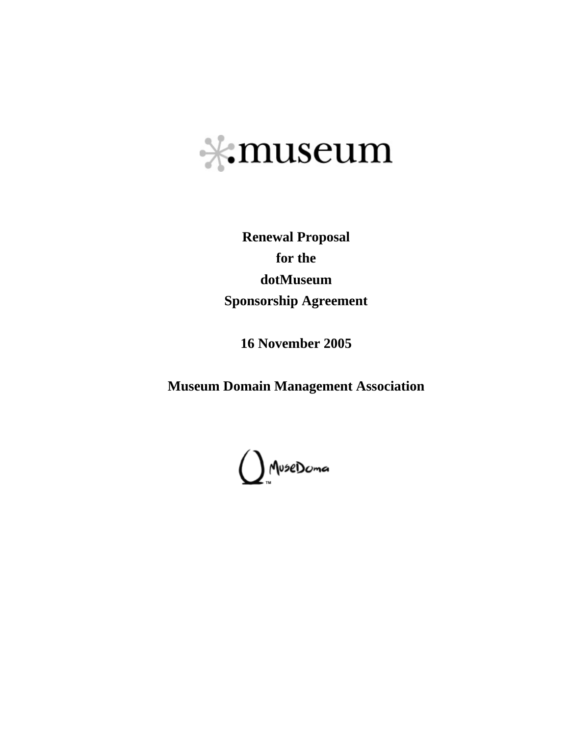.museum

# Renewal Proposal for the dotMuseum Sponsorship Agreement

**16 November 2005**

**Museum Domain Management Association**

MuseDoma™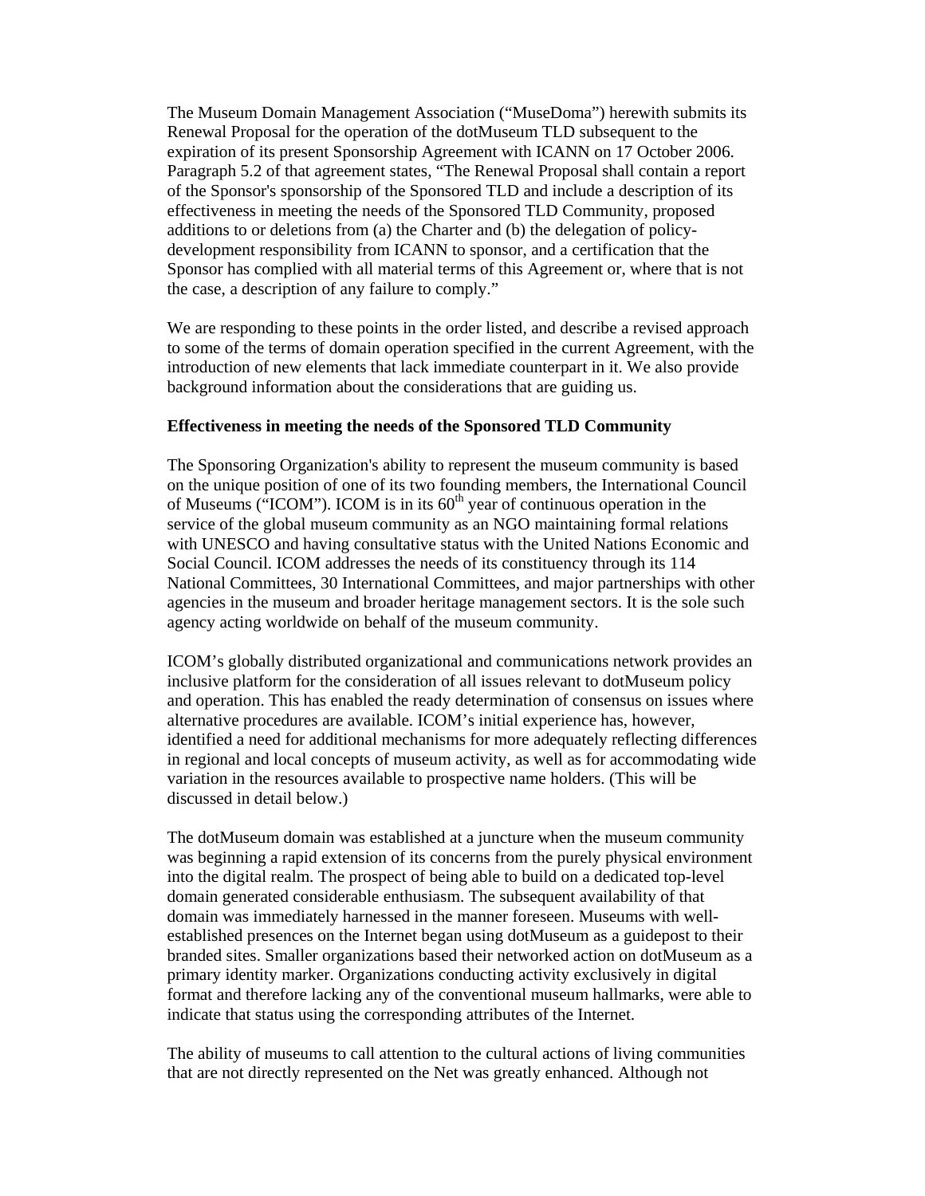The Museum Domain Management Association ("MuseDoma") herewith submits its Renewal Proposal for the operation of the dotMuseum TLD subsequent to the expiration of its present Sponsorship Agreement with ICANN on 17 October 2006. Paragraph 5.2 of that agreement states, "The Renewal Proposal shall contain a report of the Sponsor's sponsorship of the Sponsored TLD and include a description of its effectiveness in meeting the needs of the Sponsored TLD Community, proposed additions to or deletions from (a) the Charter and (b) the delegation of policy-development responsibility from ICANN to sponsor, and a certification that the Sponsor has complied with all material terms of this Agreement or, where that is not the case, a description of any failure to comply."

We are responding to these points in the order listed, and describe a revised approach to some of the terms of domain operation specified in the current Agreement, with the introduction of new elements that lack immediate counterpart in it. We also provide background information about the considerations that are guiding us.

**Effectiveness in meeting the needs of the Sponsored TLD Community**

The Sponsoring Organization's ability to represent the museum community is based on the unique position of one of its two founding members, the International Council of Museums ("ICOM"). ICOM is in its 60th year of continuous operation in the service of the global museum community as an NGO maintaining formal relations with UNESCO and having consultative status with the United Nations Economic and Social Council. ICOM addresses the needs of its constituency through its 114 National Committees, 30 International Committees, and major partnerships with other agencies in the museum and broader heritage management sectors. It is the sole such agency acting worldwide on behalf of the museum community.

ICOM's globally distributed organizational and communications network provides an inclusive platform for the consideration of all issues relevant to dotMuseum policy and operation. This has enabled the ready determination of consensus on issues where alternative procedures are available. ICOM's initial experience has, however, identified a need for additional mechanisms for more adequately reflecting differences in regional and local concepts of museum activity, as well as for accommodating wide variation in the resources available to prospective name holders. (This will be discussed in detail below.)

The dotMuseum domain was established at a juncture when the museum community was beginning a rapid extension of its concerns from the purely physical environment into the digital realm. The prospect of being able to build on a dedicated top-level domain generated considerable enthusiasm. The subsequent availability of that domain was immediately harnessed in the manner foreseen. Museums with well-established presences on the Internet began using dotMuseum as a guidepost to their branded sites. Smaller organizations based their networked action on dotMuseum as a primary identity marker. Organizations conducting activity exclusively in digital format and therefore lacking any of the conventional museum hallmarks, were able to indicate that status using the corresponding attributes of the Internet.

The ability of museums to call attention to the cultural actions of living communities that are not directly represented on the Net was greatly enhanced. Although not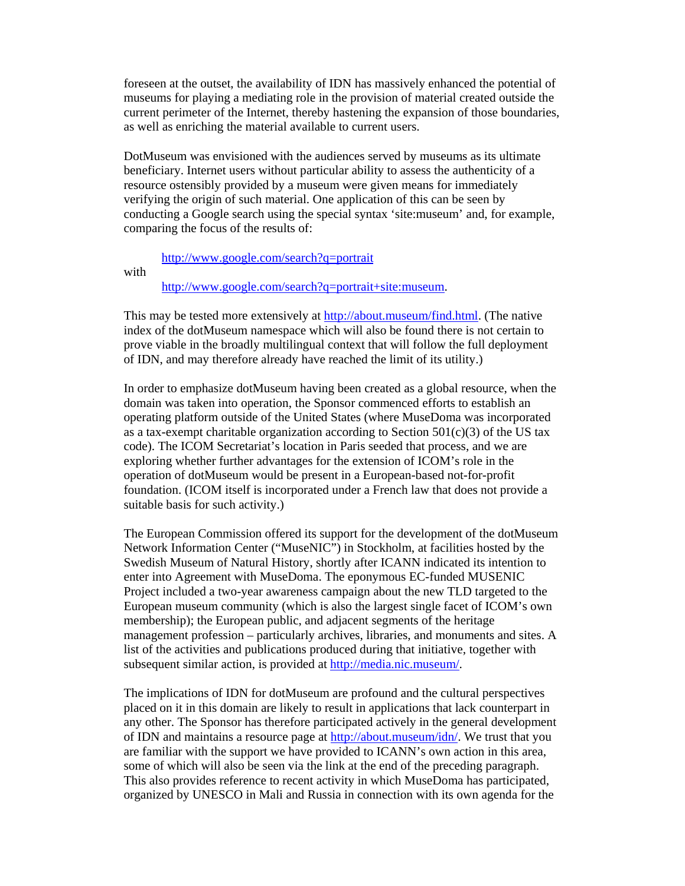foreseen at the outset, the availability of IDN has massively enhanced the potential of museums for playing a mediating role in the provision of material created outside the current perimeter of the Internet, thereby hastening the expansion of those boundaries, as well as enriching the material available to current users.

DotMuseum was envisioned with the audiences served by museums as its ultimate beneficiary. Internet users without particular ability to assess the authenticity of a resource ostensibly provided by a museum were given means for immediately verifying the origin of such material. One application of this can be seen by conducting a Google search using the special syntax 'site:museum' and, for example, comparing the focus of the results of:

> http://www.google.com/search?q=portrait

with

> http://www.google.com/search?q=portrait+site:museum.

This may be tested more extensively at http://about.museum/find.html. (The native index of the dotMuseum namespace which will also be found there is not certain to prove viable in the broadly multilingual context that will follow the full deployment of IDN, and may therefore already have reached the limit of its utility.)

In order to emphasize dotMuseum having been created as a global resource, when the domain was taken into operation, the Sponsor commenced efforts to establish an operating platform outside of the United States (where MuseDoma was incorporated as a tax-exempt charitable organization according to Section 501(c)(3) of the US tax code). The ICOM Secretariat's location in Paris seeded that process, and we are exploring whether further advantages for the extension of ICOM's role in the operation of dotMuseum would be present in a European-based not-for-profit foundation. (ICOM itself is incorporated under a French law that does not provide a suitable basis for such activity.)

The European Commission offered its support for the development of the dotMuseum Network Information Center ("MuseNIC") in Stockholm, at facilities hosted by the Swedish Museum of Natural History, shortly after ICANN indicated its intention to enter into Agreement with MuseDoma. The eponymous EC-funded MUSENIC Project included a two-year awareness campaign about the new TLD targeted to the European museum community (which is also the largest single facet of ICOM's own membership); the European public, and adjacent segments of the heritage management profession – particularly archives, libraries, and monuments and sites. A list of the activities and publications produced during that initiative, together with subsequent similar action, is provided at http://media.nic.museum/.

The implications of IDN for dotMuseum are profound and the cultural perspectives placed on it in this domain are likely to result in applications that lack counterpart in any other. The Sponsor has therefore participated actively in the general development of IDN and maintains a resource page at http://about.museum/idn/. We trust that you are familiar with the support we have provided to ICANN's own action in this area, some of which will also be seen via the link at the end of the preceding paragraph. This also provides reference to recent activity in which MuseDoma has participated, organized by UNESCO in Mali and Russia in connection with its own agenda for the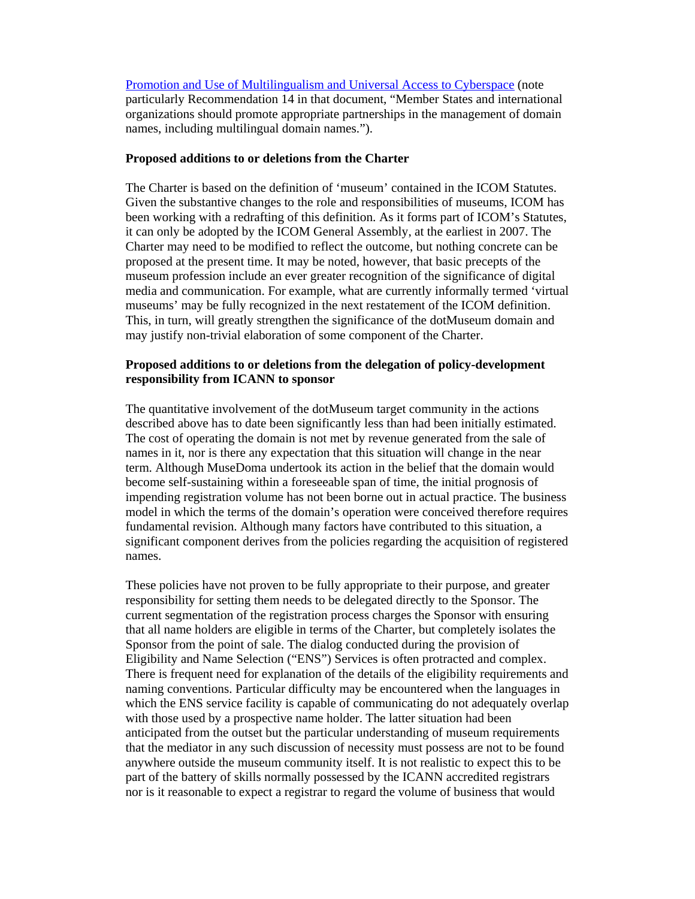[Promotion and Use of Multilingualism and Universal Access to Cyberspace](#) (note particularly Recommendation 14 in that document, "Member States and international organizations should promote appropriate partnerships in the management of domain names, including multilingual domain names.").

**Proposed additions to or deletions from the Charter**

The Charter is based on the definition of 'museum' contained in the ICOM Statutes. Given the substantive changes to the role and responsibilities of museums, ICOM has been working with a redrafting of this definition. As it forms part of ICOM's Statutes, it can only be adopted by the ICOM General Assembly, at the earliest in 2007. The Charter may need to be modified to reflect the outcome, but nothing concrete can be proposed at the present time. It may be noted, however, that basic precepts of the museum profession include an ever greater recognition of the significance of digital media and communication. For example, what are currently informally termed 'virtual museums' may be fully recognized in the next restatement of the ICOM definition. This, in turn, will greatly strengthen the significance of the dotMuseum domain and may justify non-trivial elaboration of some component of the Charter.

**Proposed additions to or deletions from the delegation of policy-development responsibility from ICANN to sponsor**

The quantitative involvement of the dotMuseum target community in the actions described above has to date been significantly less than had been initially estimated. The cost of operating the domain is not met by revenue generated from the sale of names in it, nor is there any expectation that this situation will change in the near term. Although MuseDoma undertook its action in the belief that the domain would become self-sustaining within a foreseeable span of time, the initial prognosis of impending registration volume has not been borne out in actual practice. The business model in which the terms of the domain's operation were conceived therefore requires fundamental revision. Although many factors have contributed to this situation, a significant component derives from the policies regarding the acquisition of registered names.

These policies have not proven to be fully appropriate to their purpose, and greater responsibility for setting them needs to be delegated directly to the Sponsor. The current segmentation of the registration process charges the Sponsor with ensuring that all name holders are eligible in terms of the Charter, but completely isolates the Sponsor from the point of sale. The dialog conducted during the provision of Eligibility and Name Selection ("ENS") Services is often protracted and complex. There is frequent need for explanation of the details of the eligibility requirements and naming conventions. Particular difficulty may be encountered when the languages in which the ENS service facility is capable of communicating do not adequately overlap with those used by a prospective name holder. The latter situation had been anticipated from the outset but the particular understanding of museum requirements that the mediator in any such discussion of necessity must possess are not to be found anywhere outside the museum community itself. It is not realistic to expect this to be part of the battery of skills normally possessed by the ICANN accredited registrars nor is it reasonable to expect a registrar to regard the volume of business that would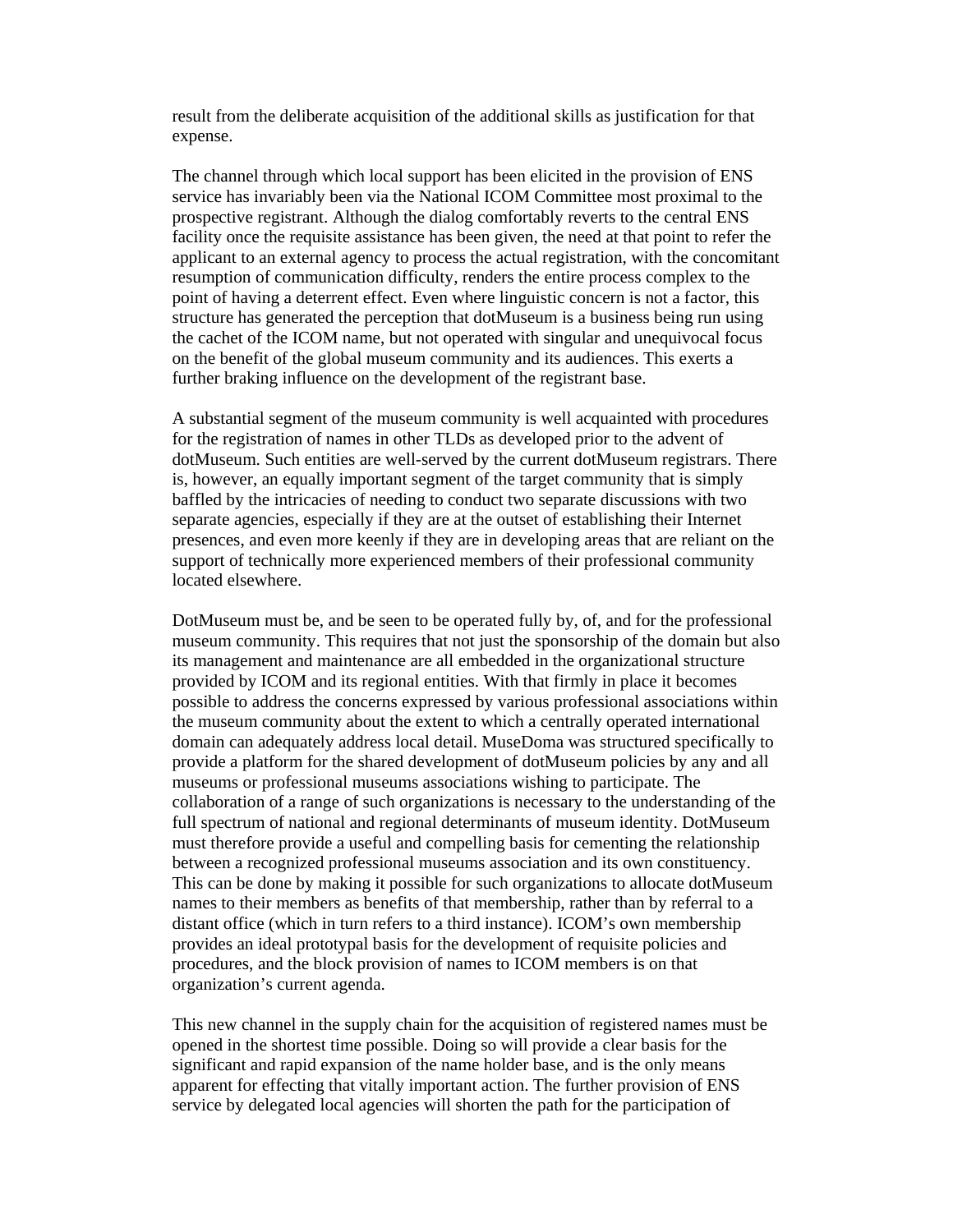result from the deliberate acquisition of the additional skills as justification for that expense.

The channel through which local support has been elicited in the provision of ENS service has invariably been via the National ICOM Committee most proximal to the prospective registrant. Although the dialog comfortably reverts to the central ENS facility once the requisite assistance has been given, the need at that point to refer the applicant to an external agency to process the actual registration, with the concomitant resumption of communication difficulty, renders the entire process complex to the point of having a deterrent effect. Even where linguistic concern is not a factor, this structure has generated the perception that dotMuseum is a business being run using the cachet of the ICOM name, but not operated with singular and unequivocal focus on the benefit of the global museum community and its audiences. This exerts a further braking influence on the development of the registrant base.

A substantial segment of the museum community is well acquainted with procedures for the registration of names in other TLDs as developed prior to the advent of dotMuseum. Such entities are well-served by the current dotMuseum registrars. There is, however, an equally important segment of the target community that is simply baffled by the intricacies of needing to conduct two separate discussions with two separate agencies, especially if they are at the outset of establishing their Internet presences, and even more keenly if they are in developing areas that are reliant on the support of technically more experienced members of their professional community located elsewhere.

DotMuseum must be, and be seen to be operated fully by, of, and for the professional museum community. This requires that not just the sponsorship of the domain but also its management and maintenance are all embedded in the organizational structure provided by ICOM and its regional entities. With that firmly in place it becomes possible to address the concerns expressed by various professional associations within the museum community about the extent to which a centrally operated international domain can adequately address local detail. MuseDoma was structured specifically to provide a platform for the shared development of dotMuseum policies by any and all museums or professional museums associations wishing to participate. The collaboration of a range of such organizations is necessary to the understanding of the full spectrum of national and regional determinants of museum identity. DotMuseum must therefore provide a useful and compelling basis for cementing the relationship between a recognized professional museums association and its own constituency. This can be done by making it possible for such organizations to allocate dotMuseum names to their members as benefits of that membership, rather than by referral to a distant office (which in turn refers to a third instance). ICOM's own membership provides an ideal prototypal basis for the development of requisite policies and procedures, and the block provision of names to ICOM members is on that organization's current agenda.

This new channel in the supply chain for the acquisition of registered names must be opened in the shortest time possible. Doing so will provide a clear basis for the significant and rapid expansion of the name holder base, and is the only means apparent for effecting that vitally important action. The further provision of ENS service by delegated local agencies will shorten the path for the participation of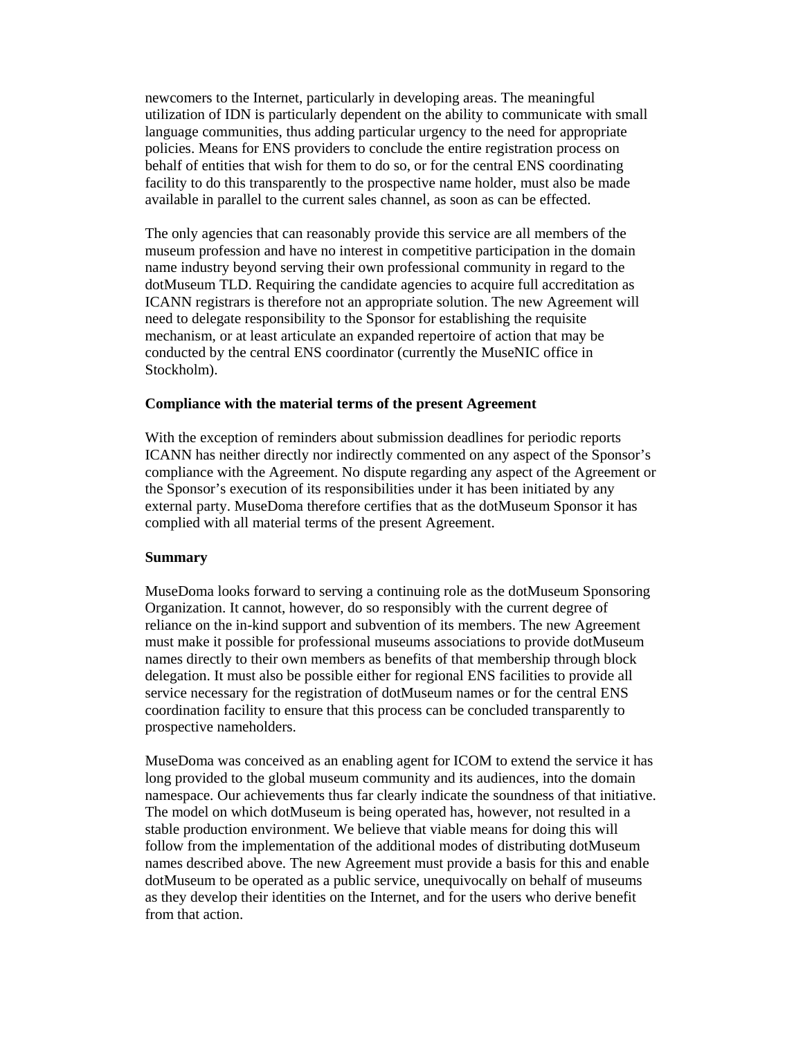newcomers to the Internet, particularly in developing areas. The meaningful utilization of IDN is particularly dependent on the ability to communicate with small language communities, thus adding particular urgency to the need for appropriate policies. Means for ENS providers to conclude the entire registration process on behalf of entities that wish for them to do so, or for the central ENS coordinating facility to do this transparently to the prospective name holder, must also be made available in parallel to the current sales channel, as soon as can be effected.

The only agencies that can reasonably provide this service are all members of the museum profession and have no interest in competitive participation in the domain name industry beyond serving their own professional community in regard to the dotMuseum TLD. Requiring the candidate agencies to acquire full accreditation as ICANN registrars is therefore not an appropriate solution. The new Agreement will need to delegate responsibility to the Sponsor for establishing the requisite mechanism, or at least articulate an expanded repertoire of action that may be conducted by the central ENS coordinator (currently the MuseNIC office in Stockholm).

**Compliance with the material terms of the present Agreement**

With the exception of reminders about submission deadlines for periodic reports ICANN has neither directly nor indirectly commented on any aspect of the Sponsor's compliance with the Agreement. No dispute regarding any aspect of the Agreement or the Sponsor's execution of its responsibilities under it has been initiated by any external party. MuseDoma therefore certifies that as the dotMuseum Sponsor it has complied with all material terms of the present Agreement.

**Summary**

MuseDoma looks forward to serving a continuing role as the dotMuseum Sponsoring Organization. It cannot, however, do so responsibly with the current degree of reliance on the in-kind support and subvention of its members. The new Agreement must make it possible for professional museums associations to provide dotMuseum names directly to their own members as benefits of that membership through block delegation. It must also be possible either for regional ENS facilities to provide all service necessary for the registration of dotMuseum names or for the central ENS coordination facility to ensure that this process can be concluded transparently to prospective nameholders.

MuseDoma was conceived as an enabling agent for ICOM to extend the service it has long provided to the global museum community and its audiences, into the domain namespace. Our achievements thus far clearly indicate the soundness of that initiative. The model on which dotMuseum is being operated has, however, not resulted in a stable production environment. We believe that viable means for doing this will follow from the implementation of the additional modes of distributing dotMuseum names described above. The new Agreement must provide a basis for this and enable dotMuseum to be operated as a public service, unequivocally on behalf of museums as they develop their identities on the Internet, and for the users who derive benefit from that action.